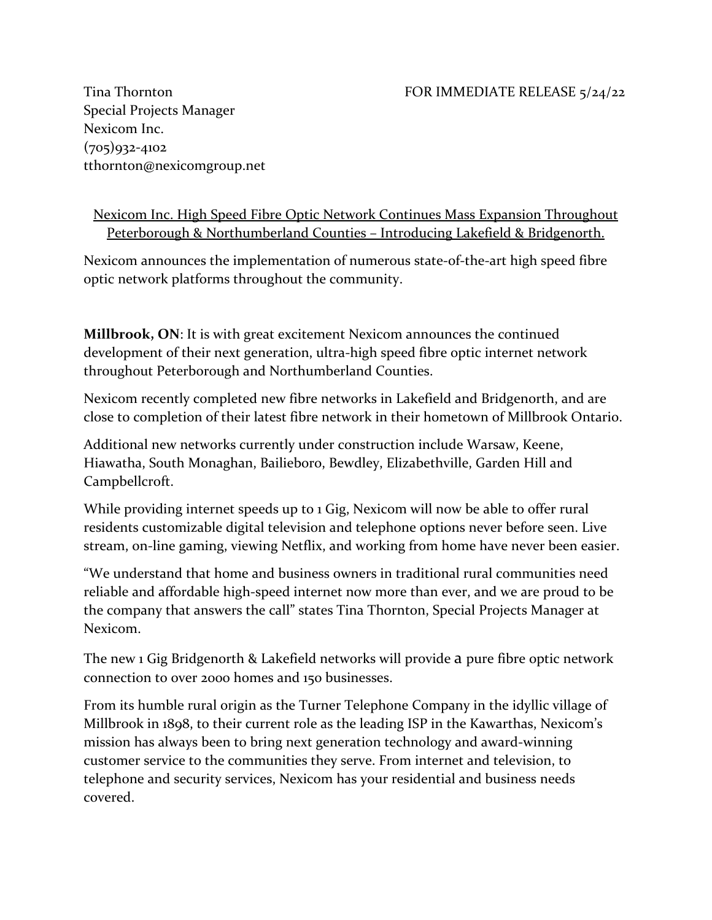Tina Thornton
Special Projects Manager
Nexicom Inc.
(705)932-4102
tthornton@nexicomgroup.net

FOR IMMEDIATE RELEASE 5/24/22

## Nexicom Inc. High Speed Fibre Optic Network Continues Mass Expansion Throughout Peterborough & Northumberland Counties – Introducing Lakefield & Bridgenorth.

Nexicom announces the implementation of numerous state-of-the-art high speed fibre optic network platforms throughout the community.

**Millbrook, ON**: It is with great excitement Nexicom announces the continued development of their next generation, ultra-high speed fibre optic internet network throughout Peterborough and Northumberland Counties.

Nexicom recently completed new fibre networks in Lakefield and Bridgenorth, and are close to completion of their latest fibre network in their hometown of Millbrook Ontario.

Additional new networks currently under construction include Warsaw, Keene, Hiawatha, South Monaghan, Bailieboro, Bewdley, Elizabethville, Garden Hill and Campbellcroft.

While providing internet speeds up to 1 Gig, Nexicom will now be able to offer rural residents customizable digital television and telephone options never before seen. Live stream, on-line gaming, viewing Netflix, and working from home have never been easier.

"We understand that home and business owners in traditional rural communities need reliable and affordable high-speed internet now more than ever, and we are proud to be the company that answers the call" states Tina Thornton, Special Projects Manager at Nexicom.

The new 1 Gig Bridgenorth & Lakefield networks will provide a pure fibre optic network connection to over 2000 homes and 150 businesses.

From its humble rural origin as the Turner Telephone Company in the idyllic village of Millbrook in 1898, to their current role as the leading ISP in the Kawarthas, Nexicom's mission has always been to bring next generation technology and award-winning customer service to the communities they serve. From internet and television, to telephone and security services, Nexicom has your residential and business needs covered.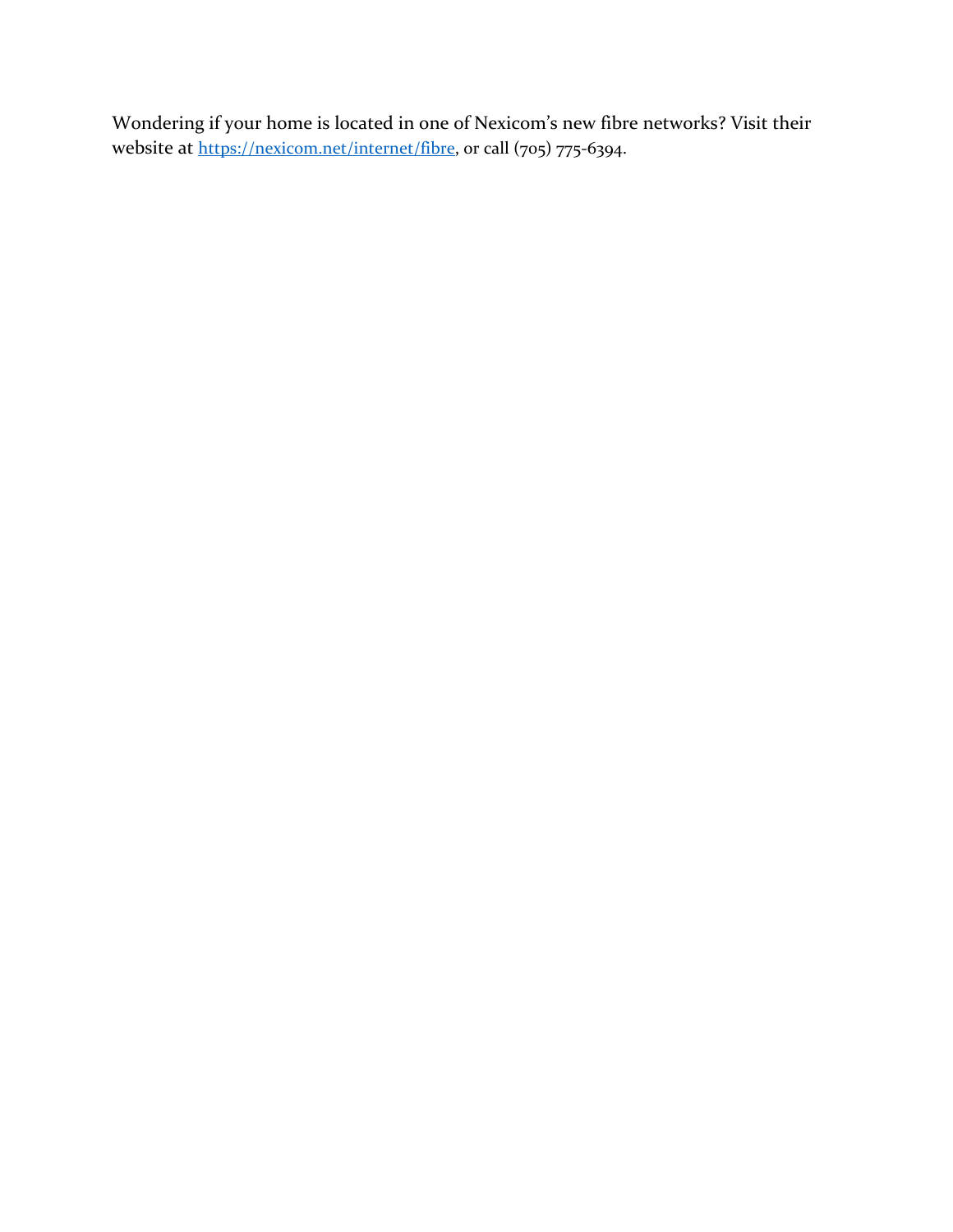Wondering if your home is located in one of Nexicom's new fibre networks? Visit their website at [https://nexicom.net/internet/fibre](https://nexicom.net/internet/fibre), or call (705) 775-6394.